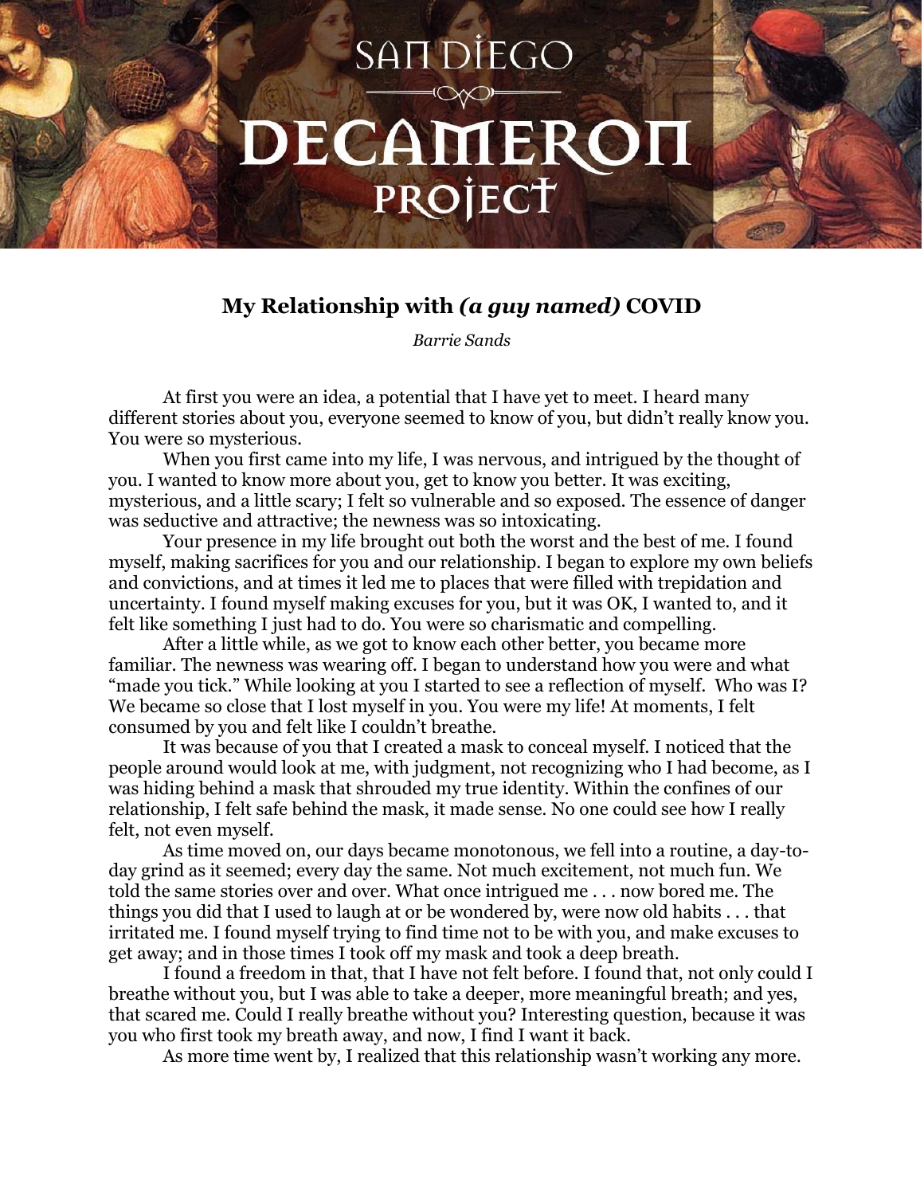# SAN DIEGO DECAMERON PROJECT

## My Relationship with *(a guy named)* COVID

*Barrie Sands*

At first you were an idea, a potential that I have yet to meet. I heard many different stories about you, everyone seemed to know of you, but didn't really know you. You were so mysterious.

When you first came into my life, I was nervous, and intrigued by the thought of you. I wanted to know more about you, get to know you better. It was exciting, mysterious, and a little scary; I felt so vulnerable and so exposed. The essence of danger was seductive and attractive; the newness was so intoxicating.

Your presence in my life brought out both the worst and the best of me. I found myself, making sacrifices for you and our relationship. I began to explore my own beliefs and convictions, and at times it led me to places that were filled with trepidation and uncertainty. I found myself making excuses for you, but it was OK, I wanted to, and it felt like something I just had to do. You were so charismatic and compelling.

After a little while, as we got to know each other better, you became more familiar. The newness was wearing off. I began to understand how you were and what "made you tick." While looking at you I started to see a reflection of myself. Who was I? We became so close that I lost myself in you. You were my life! At moments, I felt consumed by you and felt like I couldn't breathe.

It was because of you that I created a mask to conceal myself. I noticed that the people around would look at me, with judgment, not recognizing who I had become, as I was hiding behind a mask that shrouded my true identity. Within the confines of our relationship, I felt safe behind the mask, it made sense. No one could see how I really felt, not even myself.

As time moved on, our days became monotonous, we fell into a routine, a day-to-day grind as it seemed; every day the same. Not much excitement, not much fun. We told the same stories over and over. What once intrigued me . . . now bored me. The things you did that I used to laugh at or be wondered by, were now old habits . . . that irritated me. I found myself trying to find time not to be with you, and make excuses to get away; and in those times I took off my mask and took a deep breath.

I found a freedom in that, that I have not felt before. I found that, not only could I breathe without you, but I was able to take a deeper, more meaningful breath; and yes, that scared me. Could I really breathe without you? Interesting question, because it was you who first took my breath away, and now, I find I want it back.

As more time went by, I realized that this relationship wasn't working any more.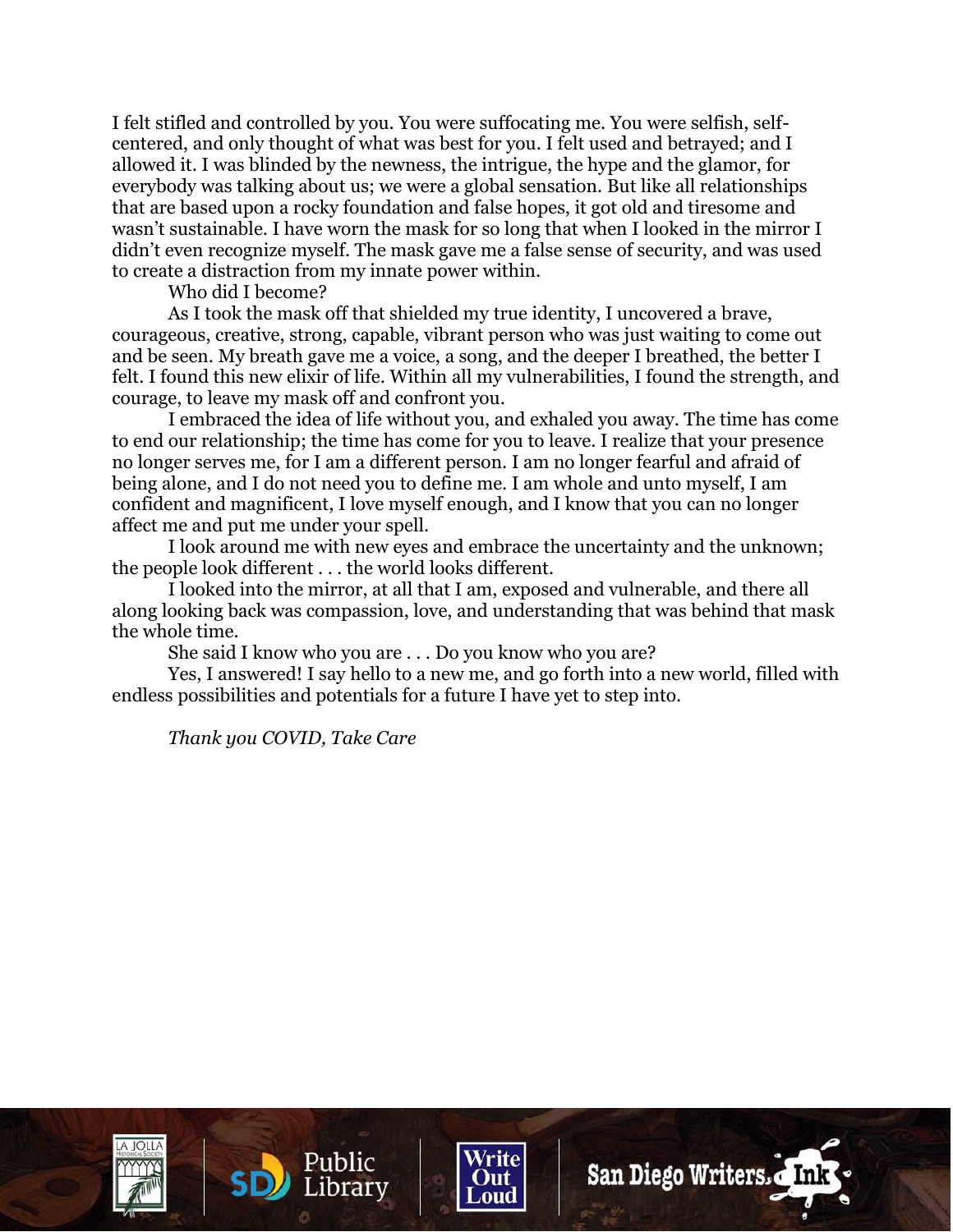I felt stifled and controlled by you. You were suffocating me. You were selfish, self-centered, and only thought of what was best for you. I felt used and betrayed; and I allowed it. I was blinded by the newness, the intrigue, the hype and the glamor, for everybody was talking about us; we were a global sensation. But like all relationships that are based upon a rocky foundation and false hopes, it got old and tiresome and wasn't sustainable. I have worn the mask for so long that when I looked in the mirror I didn't even recognize myself. The mask gave me a false sense of security, and was used to create a distraction from my innate power within.

Who did I become?

As I took the mask off that shielded my true identity, I uncovered a brave, courageous, creative, strong, capable, vibrant person who was just waiting to come out and be seen. My breath gave me a voice, a song, and the deeper I breathed, the better I felt. I found this new elixir of life. Within all my vulnerabilities, I found the strength, and courage, to leave my mask off and confront you.

I embraced the idea of life without you, and exhaled you away. The time has come to end our relationship; the time has come for you to leave. I realize that your presence no longer serves me, for I am a different person. I am no longer fearful and afraid of being alone, and I do not need you to define me. I am whole and unto myself, I am confident and magnificent, I love myself enough, and I know that you can no longer affect me and put me under your spell.

I look around me with new eyes and embrace the uncertainty and the unknown; the people look different . . . the world looks different.

I looked into the mirror, at all that I am, exposed and vulnerable, and there all along looking back was compassion, love, and understanding that was behind that mask the whole time.

She said I know who you are . . . Do you know who you are?

Yes, I answered! I say hello to a new me, and go forth into a new world, filled with endless possibilities and potentials for a future I have yet to step into.

*Thank you COVID, Take Care*